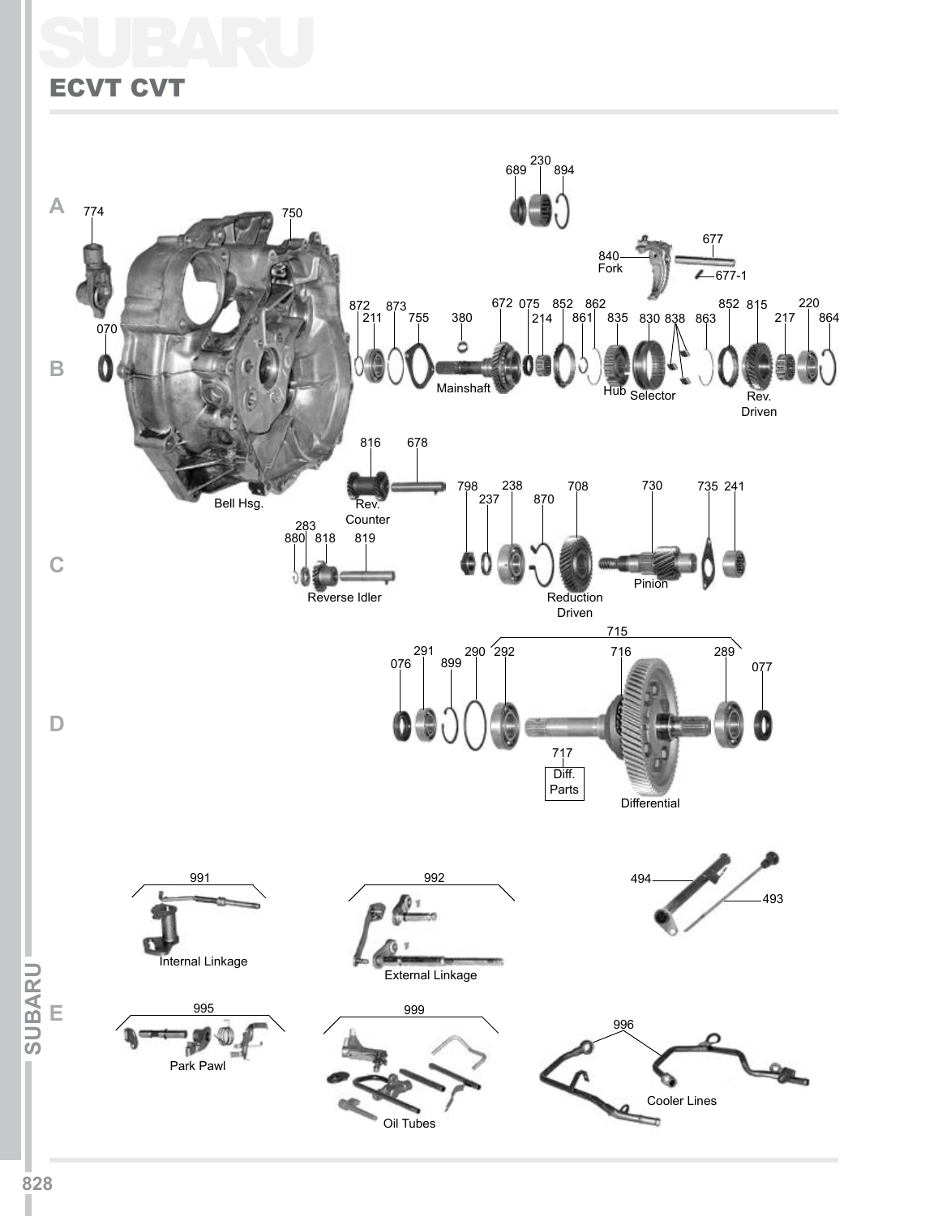# SUBARU

## ECVT CVT

A

774 750 689 230 894 840 Fork 677 677-1

070 872 211 873 755 380 672 075 214 852 861 862 835 830 838 863 852 815 217 220 864

B

Mainshaft Hub Selector Rev. Driven

Bell Hsg. 816 678 Rev. Counter

798 237 238 870 708 730 735 241

283 880 818 819

C

Reverse Idler Reduction Driven Pinion

715

076 291 899 290 292 716 289 077

D

717 Diff. Parts Differential

991 Internal Linkage

992 External Linkage

494 493

E

995 Park Pawl

999 Oil Tubes

996 Cooler Lines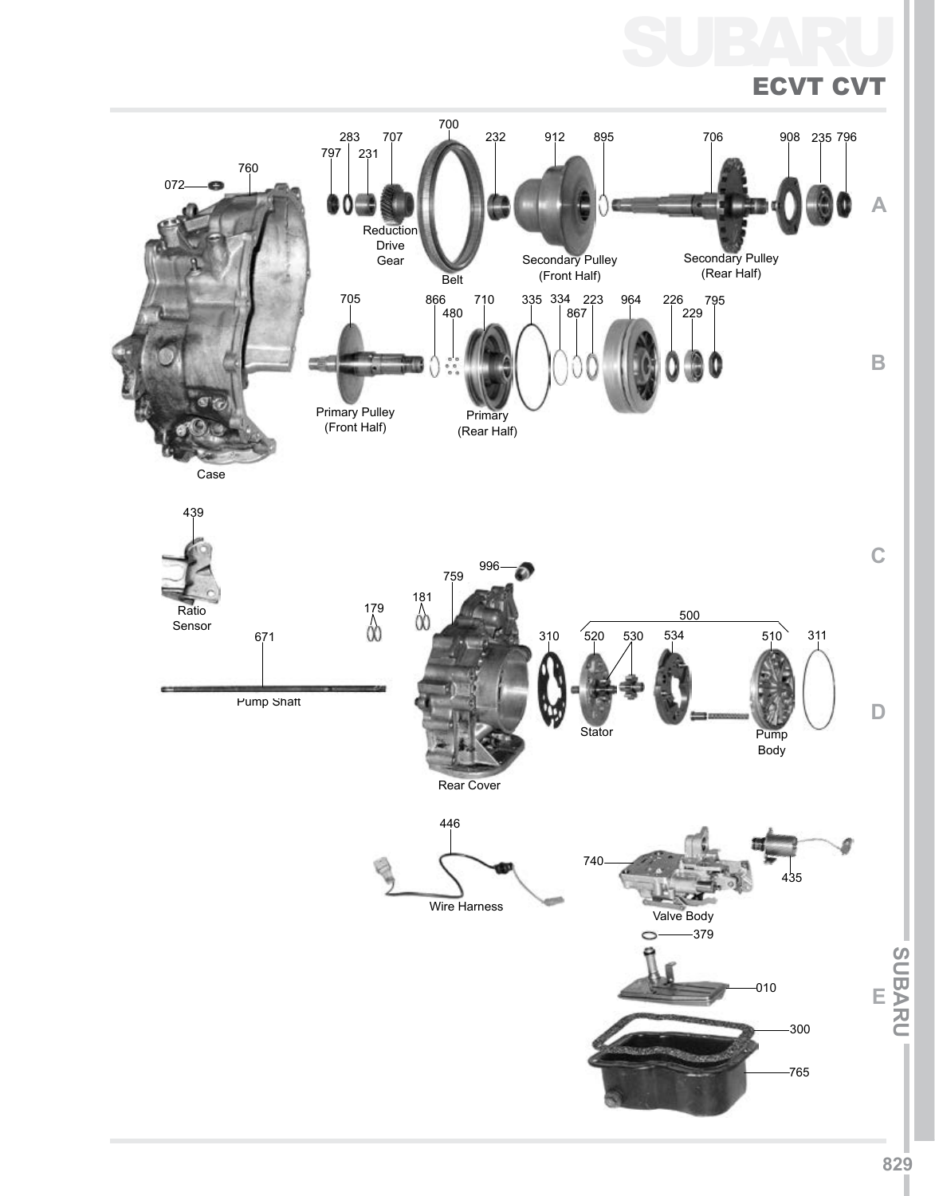# SUBARU

## ECVT CVT

A

072
760
Case
797
283
231
707
Reduction Drive Gear
700
Belt
232
912
Secondary Pulley (Front Half)
895
706
Secondary Pulley (Rear Half)
908
235
796

B

705
Primary Pulley (Front Half)
866
480
710
Primary (Rear Half)
335
334
867
223
964
226
229
795

C

439
Ratio Sensor
179
181
759
996
Rear Cover

D

671
Pump Shaft
310
500
520
530
Stator
534
510
Pump Body
311

E

446
Wire Harness
740
Valve Body
435
379
010
300
765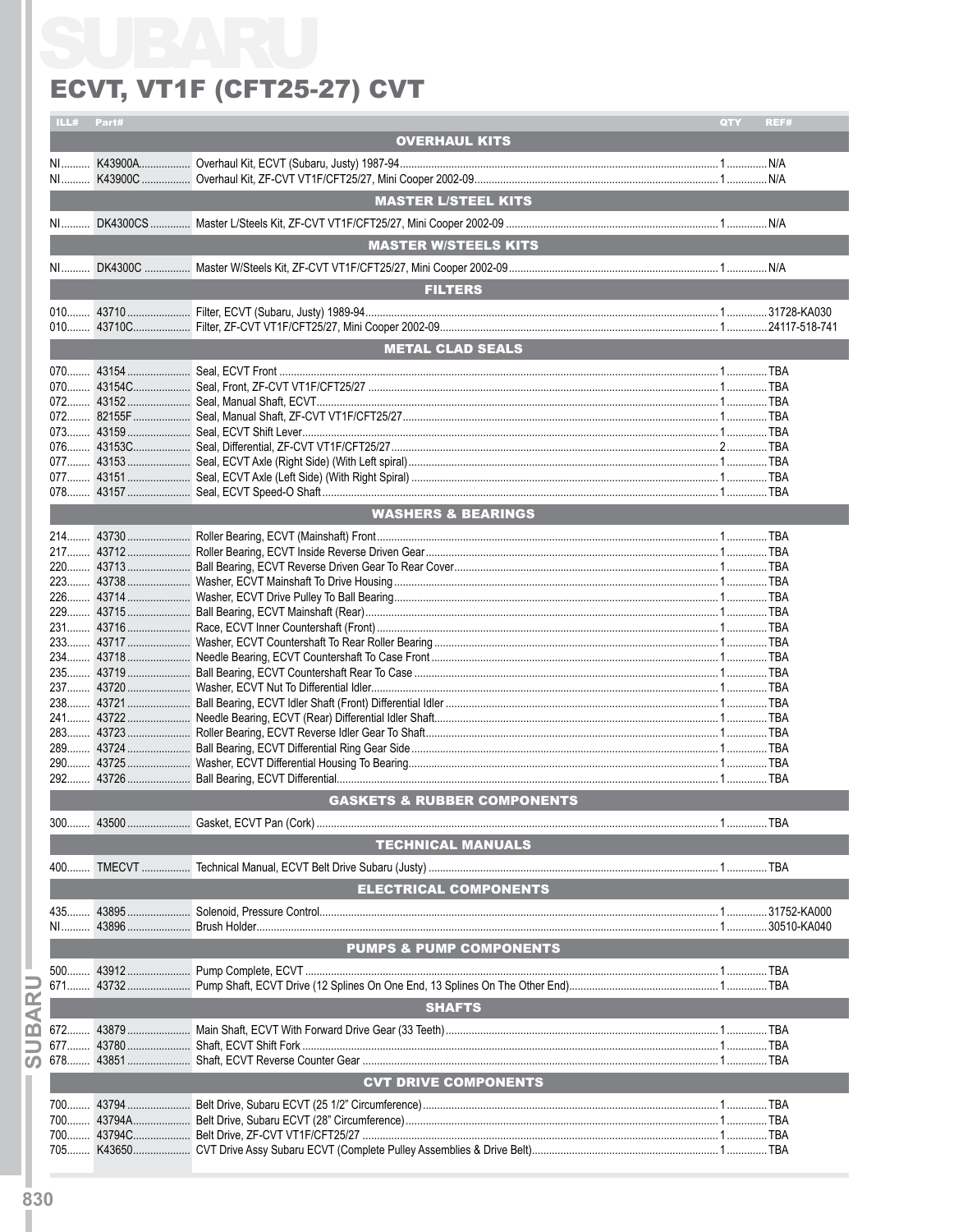# SUBARU

## ECVT, VT1F (CFT25-27) CVT

| ILL# | Part# | Description | QTY | REF# |
|---|---|---|---|---|
| | | **OVERHAUL KITS** | | |
| NI | K43900A | Overhaul Kit, ECVT (Subaru, Justy) 1987-94 | 1 | N/A |
| NI | K43900C | Overhaul Kit, ZF-CVT VT1F/CFT25/27, Mini Cooper 2002-09 | 1 | N/A |
| | | **MASTER L/STEEL KITS** | | |
| NI | DK4300CS | Master L/Steels Kit, ZF-CVT VT1F/CFT25/27, Mini Cooper 2002-09 | 1 | N/A |
| | | **MASTER W/STEELS KITS** | | |
| NI | DK4300C | Master W/Steels Kit, ZF-CVT VT1F/CFT25/27, Mini Cooper 2002-09 | 1 | N/A |
| | | **FILTERS** | | |
| 010 | 43710 | Filter, ECVT (Subaru, Justy) 1989-94 | 1 | 31728-KA030 |
| 010 | 43710C | Filter, ZF-CVT VT1F/CFT25/27, Mini Cooper 2002-09 | 1 | 24117-518-741 |
| | | **METAL CLAD SEALS** | | |
| 070 | 43154 | Seal, ECVT Front | 1 | TBA |
| 070 | 43154C | Seal, Front, ZF-CVT VT1F/CFT25/27 | 1 | TBA |
| 072 | 43152 | Seal, Manual Shaft, ECVT | 1 | TBA |
| 072 | 82155F | Seal, Manual Shaft, ZF-CVT VT1F/CFT25/27 | 1 | TBA |
| 073 | 43159 | Seal, ECVT Shift Lever | 1 | TBA |
| 076 | 43153C | Seal, Differential, ZF-CVT VT1F/CFT25/27 | 2 | TBA |
| 077 | 43153 | Seal, ECVT Axle (Right Side) (With Left spiral) | 1 | TBA |
| 077 | 43151 | Seal, ECVT Axle (Left Side) (With Right Spiral) | 1 | TBA |
| 078 | 43157 | Seal, ECVT Speed-O Shaft | 1 | TBA |
| | | **WASHERS & BEARINGS** | | |
| 214 | 43730 | Roller Bearing, ECVT (Mainshaft) Front | 1 | TBA |
| 217 | 43712 | Roller Bearing, ECVT Inside Reverse Driven Gear | 1 | TBA |
| 220 | 43713 | Ball Bearing, ECVT Reverse Driven Gear To Rear Cover | 1 | TBA |
| 223 | 43738 | Washer, ECVT Mainshaft To Drive Housing | 1 | TBA |
| 226 | 43714 | Washer, ECVT Drive Pulley To Ball Bearing | 1 | TBA |
| 229 | 43715 | Ball Bearing, ECVT Mainshaft (Rear) | 1 | TBA |
| 231 | 43716 | Race, ECVT Inner Countershaft (Front) | 1 | TBA |
| 233 | 43717 | Washer, ECVT Countershaft To Rear Roller Bearing | 1 | TBA |
| 234 | 43718 | Needle Bearing, ECVT Countershaft To Case Front | 1 | TBA |
| 235 | 43719 | Ball Bearing, ECVT Countershaft Rear To Case | 1 | TBA |
| 237 | 43720 | Washer, ECVT Nut To Differential Idler | 1 | TBA |
| 238 | 43721 | Ball Bearing, ECVT Idler Shaft (Front) Differential Idler | 1 | TBA |
| 241 | 43722 | Needle Bearing, ECVT (Rear) Differential Idler Shaft | 1 | TBA |
| 283 | 43723 | Roller Bearing, ECVT Reverse Idler Gear To Shaft | 1 | TBA |
| 289 | 43724 | Ball Bearing, ECVT Differential Ring Gear Side | 1 | TBA |
| 290 | 43725 | Washer, ECVT Differential Housing To Bearing | 1 | TBA |
| 292 | 43726 | Ball Bearing, ECVT Differential | 1 | TBA |
| | | **GASKETS & RUBBER COMPONENTS** | | |
| 300 | 43500 | Gasket, ECVT Pan (Cork) | 1 | TBA |
| | | **TECHNICAL MANUALS** | | |
| 400 | TMECVT | Technical Manual, ECVT Belt Drive Subaru (Justy) | 1 | TBA |
| | | **ELECTRICAL COMPONENTS** | | |
| 435 | 43895 | Solenoid, Pressure Control | 1 | 31752-KA000 |
| NI | 43896 | Brush Holder | 1 | 30510-KA040 |
| | | **PUMPS & PUMP COMPONENTS** | | |
| 500 | 43912 | Pump Complete, ECVT | 1 | TBA |
| 671 | 43732 | Pump Shaft, ECVT Drive (12 Splines On One End, 13 Splines On The Other End) | 1 | TBA |
| | | **SHAFTS** | | |
| 672 | 43879 | Main Shaft, ECVT With Forward Drive Gear (33 Teeth) | 1 | TBA |
| 677 | 43780 | Shaft, ECVT Shift Fork | 1 | TBA |
| 678 | 43851 | Shaft, ECVT Reverse Counter Gear | 1 | TBA |
| | | **CVT DRIVE COMPONENTS** | | |
| 700 | 43794 | Belt Drive, Subaru ECVT (25 1/2" Circumference) | 1 | TBA |
| 700 | 43794A | Belt Drive, Subaru ECVT (28" Circumference) | 1 | TBA |
| 700 | 43794C | Belt Drive, ZF-CVT VT1F/CFT25/27 | 1 | TBA |
| 705 | K43650 | CVT Drive Assy Subaru ECVT (Complete Pulley Assemblies & Drive Belt) | 1 | TBA |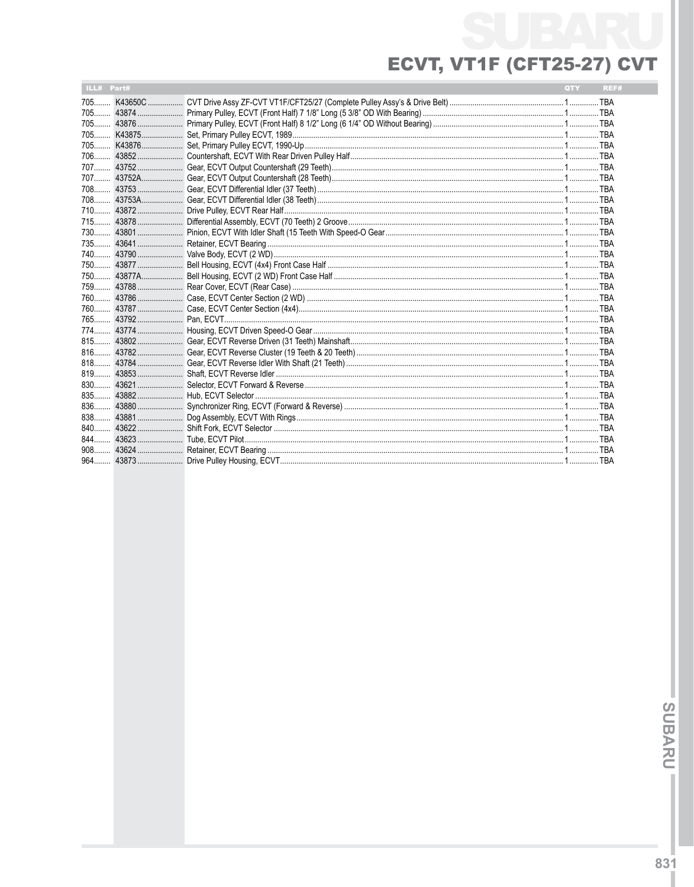# ECVT, VT1F (CFT25-27) CVT

| ILL# | Part# | | QTY | REF# |
|---|---|---|---|---|
| 705 | K43650C | CVT Drive Assy ZF-CVT VT1F/CFT25/27 (Complete Pulley Assy's & Drive Belt) | 1 | TBA |
| 705 | 43874 | Primary Pulley, ECVT (Front Half) 7 1/8" Long (5 3/8" OD With Bearing) | 1 | TBA |
| 705 | 43876 | Primary Pulley, ECVT (Front Half) 8 1/2" Long (6 1/4" OD Without Bearing) | 1 | TBA |
| 705 | K43875 | Set, Primary Pulley ECVT, 1989 | 1 | TBA |
| 705 | K43876 | Set, Primary Pulley ECVT, 1990-Up | 1 | TBA |
| 706 | 43852 | Countershaft, ECVT With Rear Driven Pulley Half | 1 | TBA |
| 707 | 43752 | Gear, ECVT Output Countershaft (29 Teeth) | 1 | TBA |
| 707 | 43752A | Gear, ECVT Output Countershaft (28 Teeth) | 1 | TBA |
| 708 | 43753 | Gear, ECVT Differential Idler (37 Teeth) | 1 | TBA |
| 708 | 43753A | Gear, ECVT Differential Idler (38 Teeth) | 1 | TBA |
| 710 | 43872 | Drive Pulley, ECVT Rear Half | 1 | TBA |
| 715 | 43878 | Differential Assembly, ECVT (70 Teeth) 2 Groove | 1 | TBA |
| 730 | 43801 | Pinion, ECVT With Idler Shaft (15 Teeth With Speed-O Gear | 1 | TBA |
| 735 | 43641 | Retainer, ECVT Bearing | 1 | TBA |
| 740 | 43790 | Valve Body, ECVT (2 WD) | 1 | TBA |
| 750 | 43877 | Bell Housing, ECVT (4x4) Front Case Half | 1 | TBA |
| 750 | 43877A | Bell Housing, ECVT (2 WD) Front Case Half | 1 | TBA |
| 759 | 43788 | Rear Cover, ECVT (Rear Case) | 1 | TBA |
| 760 | 43786 | Case, ECVT Center Section (2 WD) | 1 | TBA |
| 760 | 43787 | Case, ECVT Center Section (4x4) | 1 | TBA |
| 765 | 43792 | Pan, ECVT | 1 | TBA |
| 774 | 43774 | Housing, ECVT Driven Speed-O Gear | 1 | TBA |
| 815 | 43802 | Gear, ECVT Reverse Driven (31 Teeth) Mainshaft | 1 | TBA |
| 816 | 43782 | Gear, ECVT Reverse Cluster (19 Teeth & 20 Teeth) | 1 | TBA |
| 818 | 43784 | Gear, ECVT Reverse Idler With Shaft (21 Teeth) | 1 | TBA |
| 819 | 43853 | Shaft, ECVT Reverse Idler | 1 | TBA |
| 830 | 43621 | Selector, ECVT Forward & Reverse | 1 | TBA |
| 835 | 43882 | Hub, ECVT Selector | 1 | TBA |
| 836 | 43880 | Synchronizer Ring, ECVT (Forward & Reverse) | 1 | TBA |
| 838 | 43881 | Dog Assembly, ECVT With Rings | 1 | TBA |
| 840 | 43622 | Shift Fork, ECVT Selector | 1 | TBA |
| 844 | 43623 | Tube, ECVT Pilot | 1 | TBA |
| 908 | 43624 | Retainer, ECVT Bearing | 1 | TBA |
| 964 | 43873 | Drive Pulley Housing, ECVT | 1 | TBA |